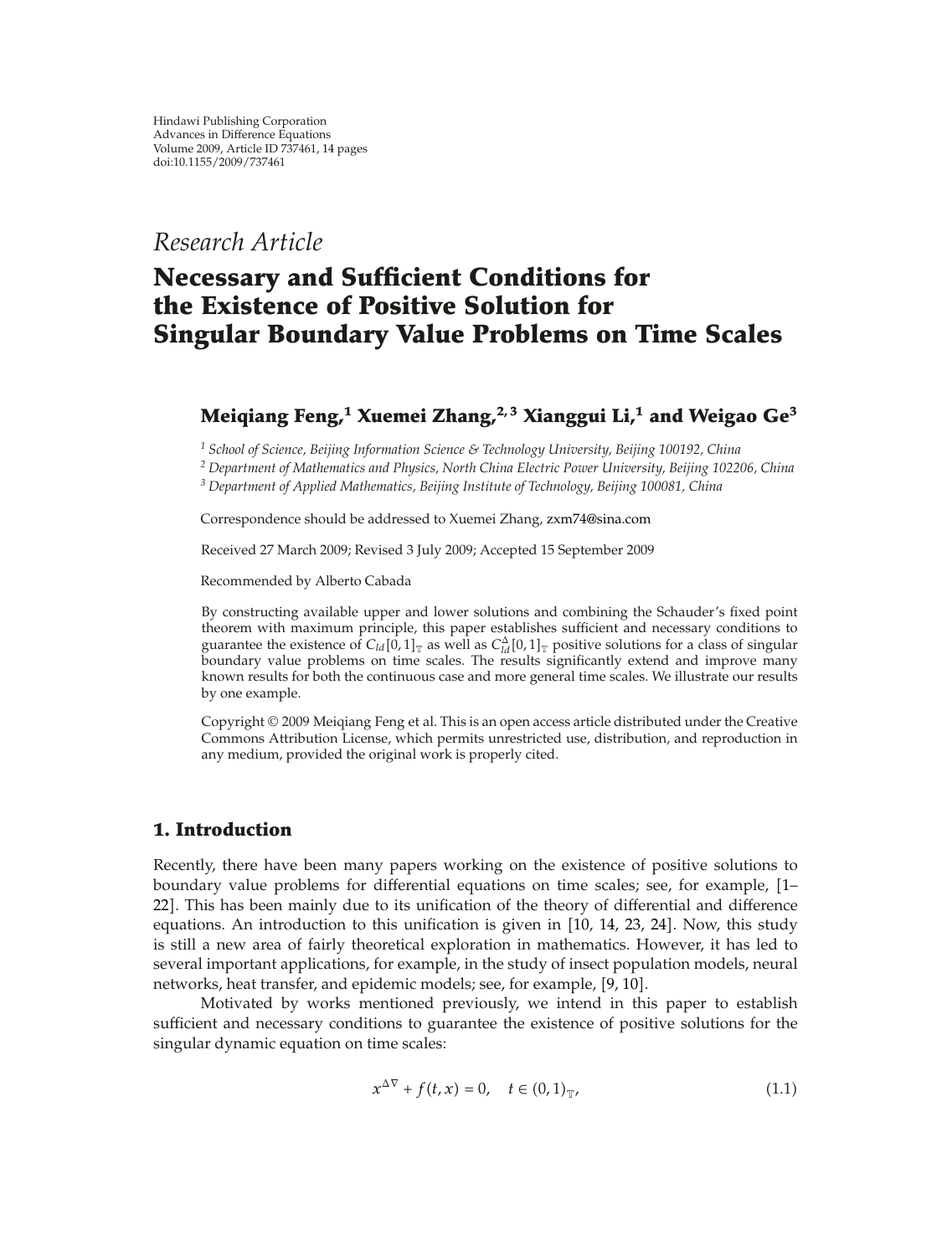Hindawi Publishing Corporation
Advances in Difference Equations
Volume 2009, Article ID 737461, 14 pages
doi:10.1155/2009/737461

*Research Article*

# Necessary and Sufficient Conditions for the Existence of Positive Solution for Singular Boundary Value Problems on Time Scales

**Meiqiang Feng,[1] Xuemei Zhang,[2,3] Xianggui Li,[1] and Weigao Ge[3]**

[1] *School of Science, Beijing Information Science & Technology University, Beijing 100192, China*
[2] *Department of Mathematics and Physics, North China Electric Power University, Beijing 102206, China*
[3] *Department of Applied Mathematics, Beijing Institute of Technology, Beijing 100081, China*

Correspondence should be addressed to Xuemei Zhang, zxm74@sina.com

Received 27 March 2009; Revised 3 July 2009; Accepted 15 September 2009

Recommended by Alberto Cabada

By constructing available upper and lower solutions and combining the Schauder's fixed point theorem with maximum principle, this paper establishes sufficient and necessary conditions to guarantee the existence of $C_{ld}[0,1]_{\mathbb{T}}$ as well as $C_{ld}^{\Delta}[0,1]_{\mathbb{T}}$ positive solutions for a class of singular boundary value problems on time scales. The results significantly extend and improve many known results for both the continuous case and more general time scales. We illustrate our results by one example.

Copyright © 2009 Meiqiang Feng et al. This is an open access article distributed under the Creative Commons Attribution License, which permits unrestricted use, distribution, and reproduction in any medium, provided the original work is properly cited.

## 1. Introduction

Recently, there have been many papers working on the existence of positive solutions to boundary value problems for differential equations on time scales; see, for example, [1–22]. This has been mainly due to its unification of the theory of differential and difference equations. An introduction to this unification is given in [10, 14, 23, 24]. Now, this study is still a new area of fairly theoretical exploration in mathematics. However, it has led to several important applications, for example, in the study of insect population models, neural networks, heat transfer, and epidemic models; see, for example, [9, 10].

Motivated by works mentioned previously, we intend in this paper to establish sufficient and necessary conditions to guarantee the existence of positive solutions for the singular dynamic equation on time scales:

$$x^{\Delta\nabla} + f(t, x) = 0, \quad t \in (0, 1)_{\mathbb{T}}, \tag{1.1}$$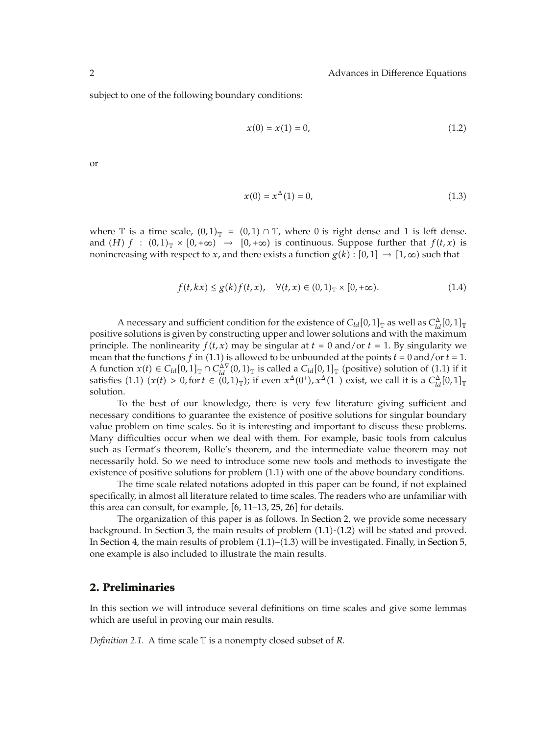subject to one of the following boundary conditions:

$$x(0) = x(1) = 0, \tag{1.2}$$

or

$$x(0) = x^{\Delta}(1) = 0, \tag{1.3}$$

where $\mathbb{T}$ is a time scale, $(0,1)_{\mathbb{T}} = (0,1) \cap \mathbb{T}$, where 0 is right dense and 1 is left dense. and $(H)$ $f : (0,1)_{\mathbb{T}} \times [0,+\infty) \to [0,+\infty)$ is continuous. Suppose further that $f(t,x)$ is nonincreasing with respect to $x$, and there exists a function $g(k) : [0,1] \to [1,\infty)$ such that

$$f(t,kx) \le g(k) f(t,x), \quad \forall (t,x) \in (0,1)_{\mathbb{T}} \times [0,+\infty). \tag{1.4}$$

A necessary and sufficient condition for the existence of $C_{ld}[0,1]_{\mathbb{T}}$ as well as $C_{ld}^{\Delta}[0,1]_{\mathbb{T}}$ positive solutions is given by constructing upper and lower solutions and with the maximum principle. The nonlinearity $f(t,x)$ may be singular at $t=0$ and/or $t=1$. By singularity we mean that the functions $f$ in (1.1) is allowed to be unbounded at the points $t=0$ and/or $t=1$. A function $x(t) \in C_{ld}[0,1]_{\mathbb{T}} \cap C_{ld}^{\Delta\nabla}(0,1)_{\mathbb{T}}$ is called a $C_{ld}[0,1]_{\mathbb{T}}$ (positive) solution of (1.1) if it satisfies (1.1) ($x(t) > 0$, for $t \in (0,1)_{\mathbb{T}}$); if even $x^{\Delta}(0^{+}), x^{\Delta}(1^{-})$ exist, we call it is a $C_{ld}^{\Delta}[0,1]_{\mathbb{T}}$ solution.

To the best of our knowledge, there is very few literature giving sufficient and necessary conditions to guarantee the existence of positive solutions for singular boundary value problem on time scales. So it is interesting and important to discuss these problems. Many difficulties occur when we deal with them. For example, basic tools from calculus such as Fermat's theorem, Rolle's theorem, and the intermediate value theorem may not necessarily hold. So we need to introduce some new tools and methods to investigate the existence of positive solutions for problem (1.1) with one of the above boundary conditions.

The time scale related notations adopted in this paper can be found, if not explained specifically, in almost all literature related to time scales. The readers who are unfamiliar with this area can consult, for example, [6, 11–13, 25, 26] for details.

The organization of this paper is as follows. In Section 2, we provide some necessary background. In Section 3, the main results of problem (1.1)-(1.2) will be stated and proved. In Section 4, the main results of problem (1.1)–(1.3) will be investigated. Finally, in Section 5, one example is also included to illustrate the main results.

## 2. Preliminaries

In this section we will introduce several definitions on time scales and give some lemmas which are useful in proving our main results.

*Definition 2.1.* A time scale $\mathbb{T}$ is a nonempty closed subset of $R$.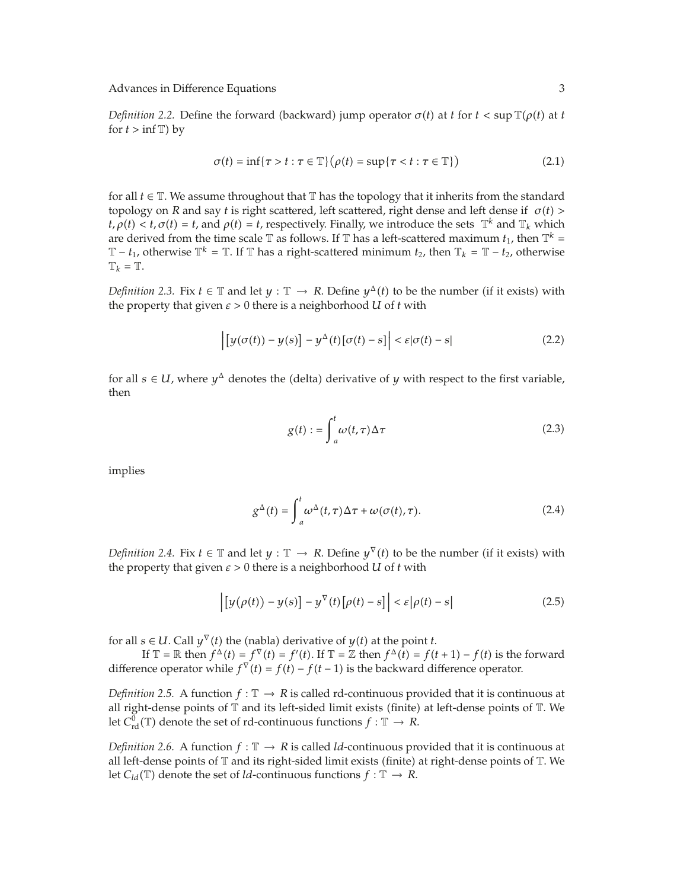*Definition 2.2.* Define the forward (backward) jump operator $\sigma(t)$ at $t$ for $t < \sup \mathbb{T}(\rho(t)$ at $t$ for $t > \inf \mathbb{T})$ by

$$\sigma(t) = \inf\{\tau > t : \tau \in \mathbb{T}\}\big(\rho(t) = \sup\{\tau < t : \tau \in \mathbb{T}\}\big) \tag{2.1}$$

for all $t \in \mathbb{T}$. We assume throughout that $\mathbb{T}$ has the topology that it inherits from the standard topology on $R$ and say $t$ is right scattered, left scattered, right dense and left dense if $\sigma(t) > t, \rho(t) < t, \sigma(t) = t$, and $\rho(t) = t$, respectively. Finally, we introduce the sets $\mathbb{T}^k$ and $\mathbb{T}_k$ which are derived from the time scale $\mathbb{T}$ as follows. If $\mathbb{T}$ has a left-scattered maximum $t_1$, then $\mathbb{T}^k = \mathbb{T} - t_1$, otherwise $\mathbb{T}^k = \mathbb{T}$. If $\mathbb{T}$ has a right-scattered minimum $t_2$, then $\mathbb{T}_k = \mathbb{T} - t_2$, otherwise $\mathbb{T}_k = \mathbb{T}$.

*Definition 2.3.* Fix $t \in \mathbb{T}$ and let $y : \mathbb{T} \to R$. Define $y^{\Delta}(t)$ to be the number (if it exists) with the property that given $\varepsilon > 0$ there is a neighborhood $U$ of $t$ with

$$\left| \left[ y(\sigma(t)) - y(s) \right] - y^{\Delta}(t)[\sigma(t) - s] \right| < \varepsilon |\sigma(t) - s| \tag{2.2}$$

for all $s \in U$, where $y^{\Delta}$ denotes the (delta) derivative of $y$ with respect to the first variable, then

$$g(t) := \int_a^t \omega(t, \tau) \Delta\tau \tag{2.3}$$

implies

$$g^{\Delta}(t) = \int_a^t \omega^{\Delta}(t, \tau)\Delta\tau + \omega(\sigma(t), \tau). \tag{2.4}$$

*Definition 2.4.* Fix $t \in \mathbb{T}$ and let $y : \mathbb{T} \to R$. Define $y^{\nabla}(t)$ to be the number (if it exists) with the property that given $\varepsilon > 0$ there is a neighborhood $U$ of $t$ with

$$\left| \left[ y(\rho(t)) - y(s) \right] - y^{\nabla}(t)[\rho(t) - s] \right| < \varepsilon |\rho(t) - s| \tag{2.5}$$

for all $s \in U$. Call $y^{\nabla}(t)$ the (nabla) derivative of $y(t)$ at the point $t$.

If $\mathbb{T} = \mathbb{R}$ then $f^{\Delta}(t) = f^{\nabla}(t) = f'(t)$. If $\mathbb{T} = \mathbb{Z}$ then $f^{\Delta}(t) = f(t+1) - f(t)$ is the forward difference operator while $f^{\nabla}(t) = f(t) - f(t-1)$ is the backward difference operator.

*Definition 2.5.* A function $f : \mathbb{T} \to R$ is called rd-continuous provided that it is continuous at all right-dense points of $\mathbb{T}$ and its left-sided limit exists (finite) at left-dense points of $\mathbb{T}$. We let $C^0_{\text{rd}}(\mathbb{T})$ denote the set of rd-continuous functions $f : \mathbb{T} \to R$.

*Definition 2.6.* A function $f : \mathbb{T} \to R$ is called *ld*-continuous provided that it is continuous at all left-dense points of $\mathbb{T}$ and its right-sided limit exists (finite) at right-dense points of $\mathbb{T}$. We let $C_{ld}(\mathbb{T})$ denote the set of *ld*-continuous functions $f : \mathbb{T} \to R$.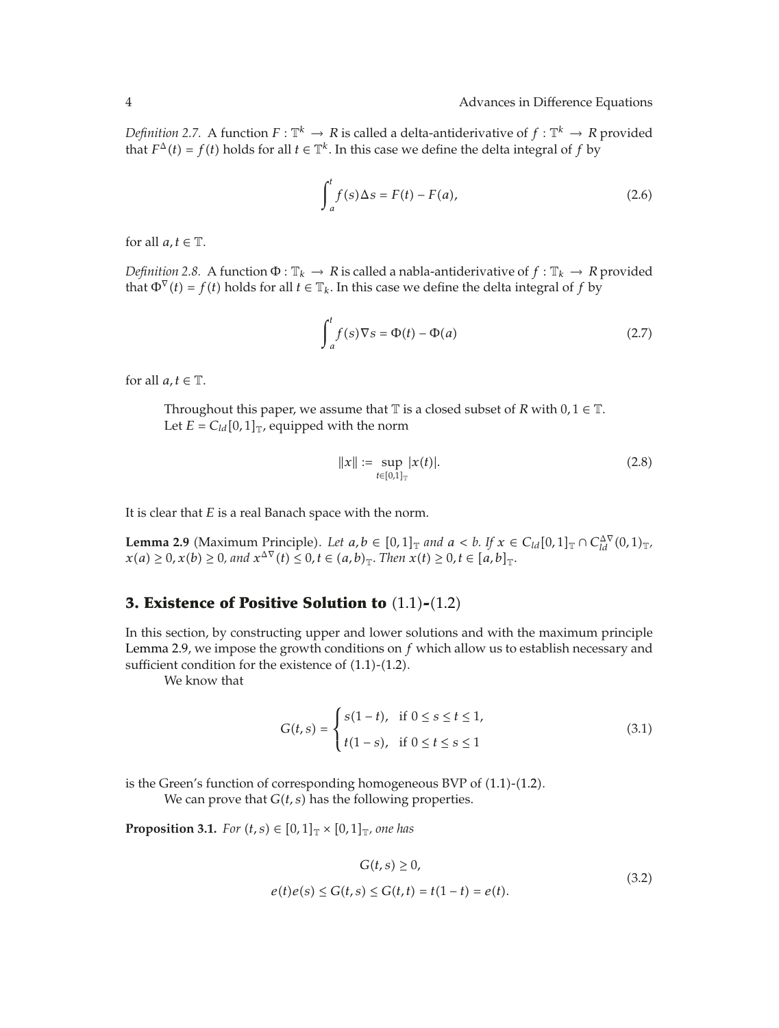*Definition 2.7.* A function $F : \mathbb{T}^k \to R$ is called a delta-antiderivative of $f : \mathbb{T}^k \to R$ provided that $F^{\Delta}(t) = f(t)$ holds for all $t \in \mathbb{T}^k$. In this case we define the delta integral of $f$ by

$$\int_a^t f(s)\Delta s = F(t) - F(a), \tag{2.6}$$

for all $a, t \in \mathbb{T}$.

*Definition 2.8.* A function $\Phi : \mathbb{T}_k \to R$ is called a nabla-antiderivative of $f : \mathbb{T}_k \to R$ provided that $\Phi^{\nabla}(t) = f(t)$ holds for all $t \in \mathbb{T}_k$. In this case we define the delta integral of $f$ by

$$\int_a^t f(s)\nabla s = \Phi(t) - \Phi(a) \tag{2.7}$$

for all $a, t \in \mathbb{T}$.

Throughout this paper, we assume that $\mathbb{T}$ is a closed subset of $R$ with $0, 1 \in \mathbb{T}$.

Let $E = C_{ld}[0,1]_{\mathbb{T}}$, equipped with the norm

$$\|x\| := \sup_{t \in [0,1]_{\mathbb{T}}} |x(t)|. \tag{2.8}$$

It is clear that $E$ is a real Banach space with the norm.

**Lemma 2.9** (Maximum Principle). *Let $a, b \in [0,1]_{\mathbb{T}}$ and $a < b$. If $x \in C_{ld}[0,1]_{\mathbb{T}} \cap C_{ld}^{\Delta\nabla}(0,1)_{\mathbb{T}}$, $x(a) \geq 0, x(b) \geq 0$, and $x^{\Delta\nabla}(t) \leq 0, t \in (a,b)_{\mathbb{T}}$. Then $x(t) \geq 0, t \in [a,b]_{\mathbb{T}}$.*

## 3. Existence of Positive Solution to (1.1)-(1.2)

In this section, by constructing upper and lower solutions and with the maximum principle Lemma 2.9, we impose the growth conditions on $f$ which allow us to establish necessary and sufficient condition for the existence of (1.1)-(1.2).

We know that

$$G(t,s) = \begin{cases} s(1-t), & \text{if } 0 \leq s \leq t \leq 1, \\ t(1-s), & \text{if } 0 \leq t \leq s \leq 1 \end{cases} \tag{3.1}$$

is the Green's function of corresponding homogeneous BVP of (1.1)-(1.2).

We can prove that $G(t,s)$ has the following properties.

**Proposition 3.1.** *For $(t,s) \in [0,1]_{\mathbb{T}} \times [0,1]_{\mathbb{T}}$, one has*

$$\begin{gathered} G(t,s) \geq 0, \\ e(t)e(s) \leq G(t,s) \leq G(t,t) = t(1-t) = e(t). \end{gathered} \tag{3.2}$$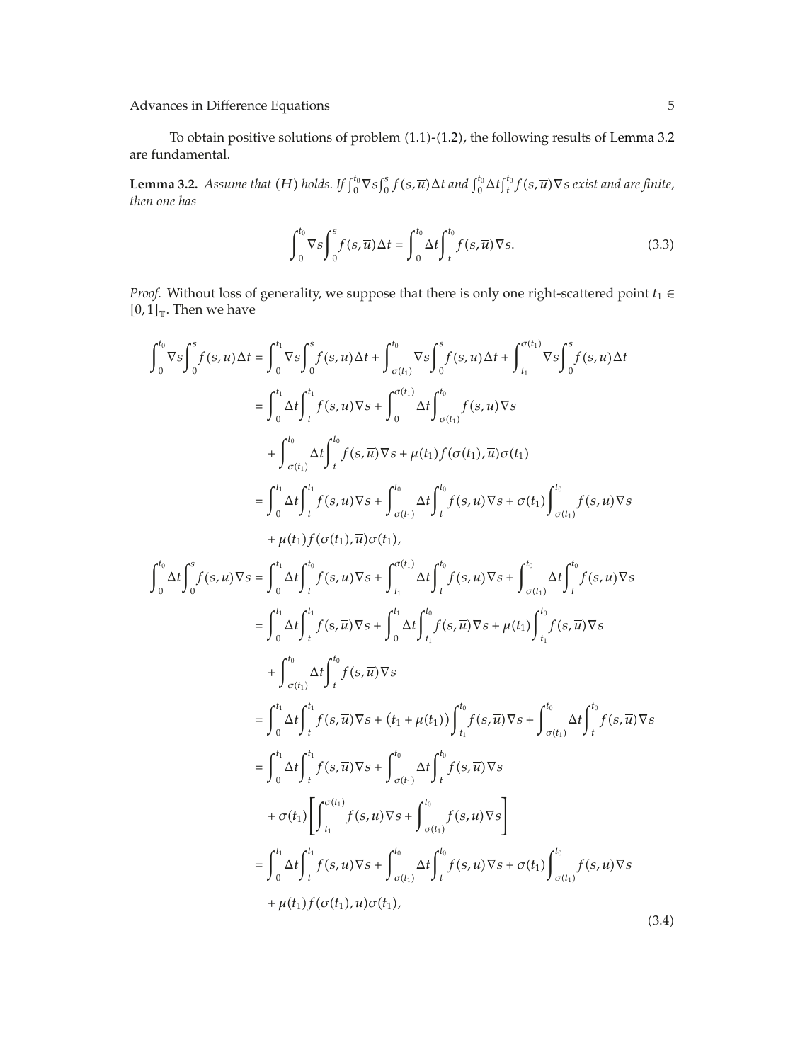To obtain positive solutions of problem (1.1)-(1.2), the following results of Lemma 3.2 are fundamental.

**Lemma 3.2.** *Assume that* $(H)$ *holds. If* $\int_0^{t_0}\nabla s\int_0^s f(s,\overline{u})\Delta t$ *and* $\int_0^{t_0}\Delta t\int_t^{t_0} f(s,\overline{u})\nabla s$ *exist and are finite, then one has*

$$\int_0^{t_0}\nabla s\int_0^s f(s,\overline{u})\Delta t = \int_0^{t_0}\Delta t\int_t^{t_0} f(s,\overline{u})\nabla s. \tag{3.3}$$

*Proof.* Without loss of generality, we suppose that there is only one right-scattered point $t_1 \in [0,1]_{\mathbb{T}}$. Then we have

$$\begin{aligned}
\int_0^{t_0}\nabla s\int_0^s f(s,\overline{u})\Delta t &= \int_0^{t_1}\nabla s\int_0^s f(s,\overline{u})\Delta t + \int_{\sigma(t_1)}^{t_0}\nabla s\int_0^s f(s,\overline{u})\Delta t + \int_{t_1}^{\sigma(t_1)}\nabla s\int_0^s f(s,\overline{u})\Delta t \\
&= \int_0^{t_1}\Delta t\int_t^{t_1} f(s,\overline{u})\nabla s + \int_0^{\sigma(t_1)}\Delta t\int_{\sigma(t_1)}^{t_0} f(s,\overline{u})\nabla s \\
&\quad + \int_{\sigma(t_1)}^{t_0}\Delta t\int_t^{t_0} f(s,\overline{u})\nabla s + \mu(t_1)f(\sigma(t_1),\overline{u})\sigma(t_1) \\
&= \int_0^{t_1}\Delta t\int_t^{t_1} f(s,\overline{u})\nabla s + \int_{\sigma(t_1)}^{t_0}\Delta t\int_t^{t_0} f(s,\overline{u})\nabla s + \sigma(t_1)\int_{\sigma(t_1)}^{t_0} f(s,\overline{u})\nabla s \\
&\quad + \mu(t_1)f(\sigma(t_1),\overline{u})\sigma(t_1), \\
\int_0^{t_0}\Delta t\int_0^s f(s,\overline{u})\nabla s &= \int_0^{t_1}\Delta t\int_t^{t_0} f(s,\overline{u})\nabla s + \int_{t_1}^{\sigma(t_1)}\Delta t\int_t^{t_0} f(s,\overline{u})\nabla s + \int_{\sigma(t_1)}^{t_0}\Delta t\int_t^{t_0} f(s,\overline{u})\nabla s \\
&= \int_0^{t_1}\Delta t\int_t^{t_1} f(s,\overline{u})\nabla s + \int_0^{t_1}\Delta t\int_{t_1}^{t_0} f(s,\overline{u})\nabla s + \mu(t_1)\int_{t_1}^{t_0} f(s,\overline{u})\nabla s \\
&\quad + \int_{\sigma(t_1)}^{t_0}\Delta t\int_t^{t_0} f(s,\overline{u})\nabla s \\
&= \int_0^{t_1}\Delta t\int_t^{t_1} f(s,\overline{u})\nabla s + \left(t_1+\mu(t_1)\right)\int_{t_1}^{t_0} f(s,\overline{u})\nabla s + \int_{\sigma(t_1)}^{t_0}\Delta t\int_t^{t_0} f(s,\overline{u})\nabla s \\
&= \int_0^{t_1}\Delta t\int_t^{t_1} f(s,\overline{u})\nabla s + \int_{\sigma(t_1)}^{t_0}\Delta t\int_t^{t_0} f(s,\overline{u})\nabla s \\
&\quad + \sigma(t_1)\left[\int_{t_1}^{\sigma(t_1)} f(s,\overline{u})\nabla s + \int_{\sigma(t_1)}^{t_0} f(s,\overline{u})\nabla s\right] \\
&= \int_0^{t_1}\Delta t\int_t^{t_1} f(s,\overline{u})\nabla s + \int_{\sigma(t_1)}^{t_0}\Delta t\int_t^{t_0} f(s,\overline{u})\nabla s + \sigma(t_1)\int_{\sigma(t_1)}^{t_0} f(s,\overline{u})\nabla s \\
&\quad + \mu(t_1)f(\sigma(t_1),\overline{u})\sigma(t_1),
\end{aligned} \tag{3.4}$$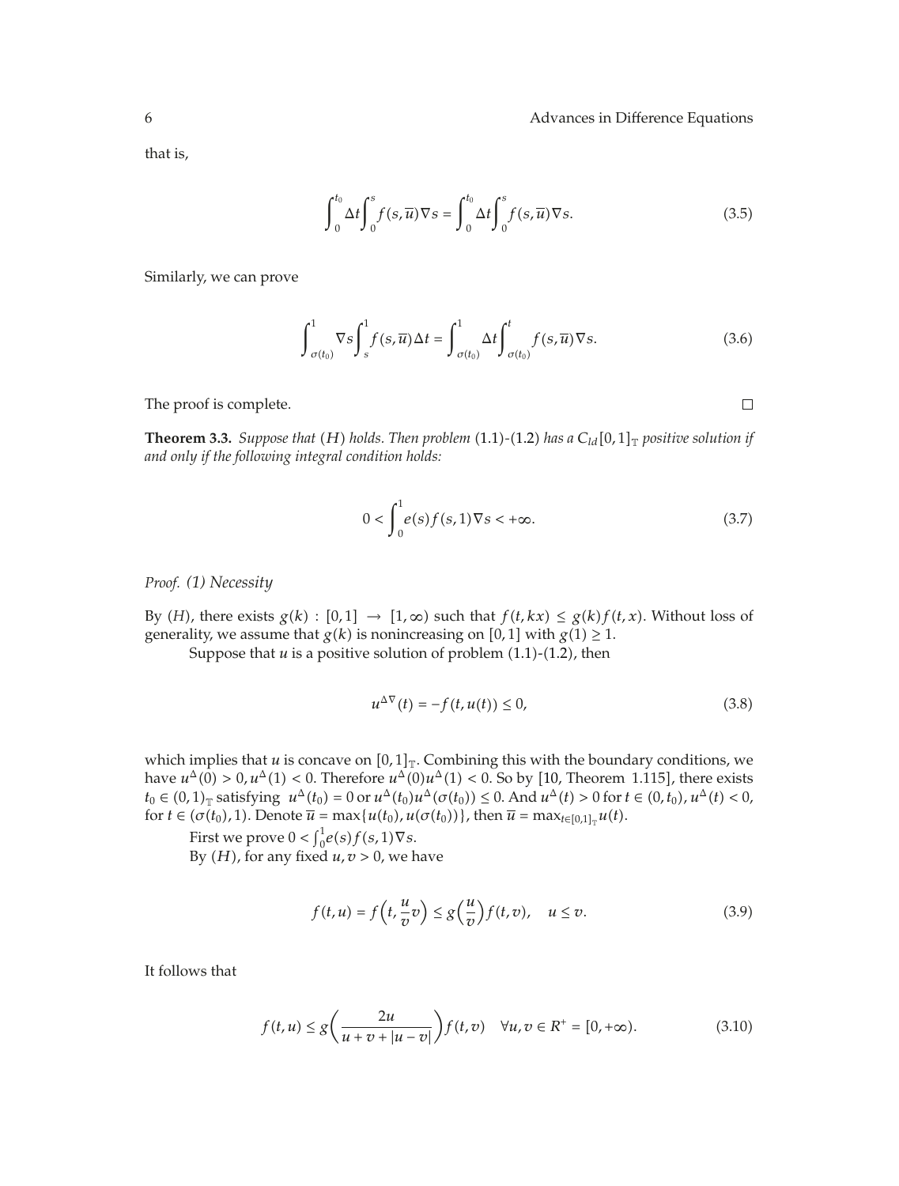that is,

$$\int_0^{t_0} \Delta t \int_0^s f(s, \overline{u}) \nabla s = \int_0^{t_0} \Delta t \int_0^s f(s, \overline{u}) \nabla s. \tag{3.5}$$

Similarly, we can prove

$$\int_{\sigma(t_0)}^1 \nabla s \int_s^1 f(s, \overline{u}) \Delta t = \int_{\sigma(t_0)}^1 \Delta t \int_{\sigma(t_0)}^t f(s, \overline{u}) \nabla s. \tag{3.6}$$

The proof is complete. $\square$

**Theorem 3.3.** *Suppose that* $(H)$ *holds. Then problem* (1.1)-(1.2) *has a* $C_{ld}[0,1]_{\mathbb{T}}$ *positive solution if and only if the following integral condition holds:*

$$0 < \int_0^1 e(s) f(s, 1) \nabla s < +\infty. \tag{3.7}$$

*Proof. (1) Necessity*

By $(H)$, there exists $g(k) : [0,1] \to [1, \infty)$ such that $f(t, kx) \leq g(k) f(t, x)$. Without loss of generality, we assume that $g(k)$ is nonincreasing on $[0,1]$ with $g(1) \geq 1$.

Suppose that $u$ is a positive solution of problem (1.1)-(1.2), then

$$u^{\Delta\nabla}(t) = -f(t, u(t)) \leq 0, \tag{3.8}$$

which implies that $u$ is concave on $[0,1]_{\mathbb{T}}$. Combining this with the boundary conditions, we have $u^{\Delta}(0) > 0, u^{\Delta}(1) < 0$. Therefore $u^{\Delta}(0) u^{\Delta}(1) < 0$. So by [10, Theorem 1.115], there exists $t_0 \in (0,1)_{\mathbb{T}}$ satisfying $u^{\Delta}(t_0) = 0$ or $u^{\Delta}(t_0) u^{\Delta}(\sigma(t_0)) \leq 0$. And $u^{\Delta}(t) > 0$ for $t \in (0, t_0)$, $u^{\Delta}(t) < 0$, for $t \in (\sigma(t_0), 1)$. Denote $\overline{u} = \max\{u(t_0), u(\sigma(t_0))\}$, then $\overline{u} = \max_{t \in [0,1]_{\mathbb{T}}} u(t)$.

First we prove $0 < \int_0^1 e(s) f(s, 1) \nabla s$.

By $(H)$, for any fixed $u, v > 0$, we have

$$f(t, u) = f\left(t, \frac{u}{v} v\right) \leq g\left(\frac{u}{v}\right) f(t, v), \quad u \leq v. \tag{3.9}$$

It follows that

$$f(t, u) \leq g\left(\frac{2u}{u + v + |u - v|}\right) f(t, v) \quad \forall u, v \in R^+ = [0, +\infty). \tag{3.10}$$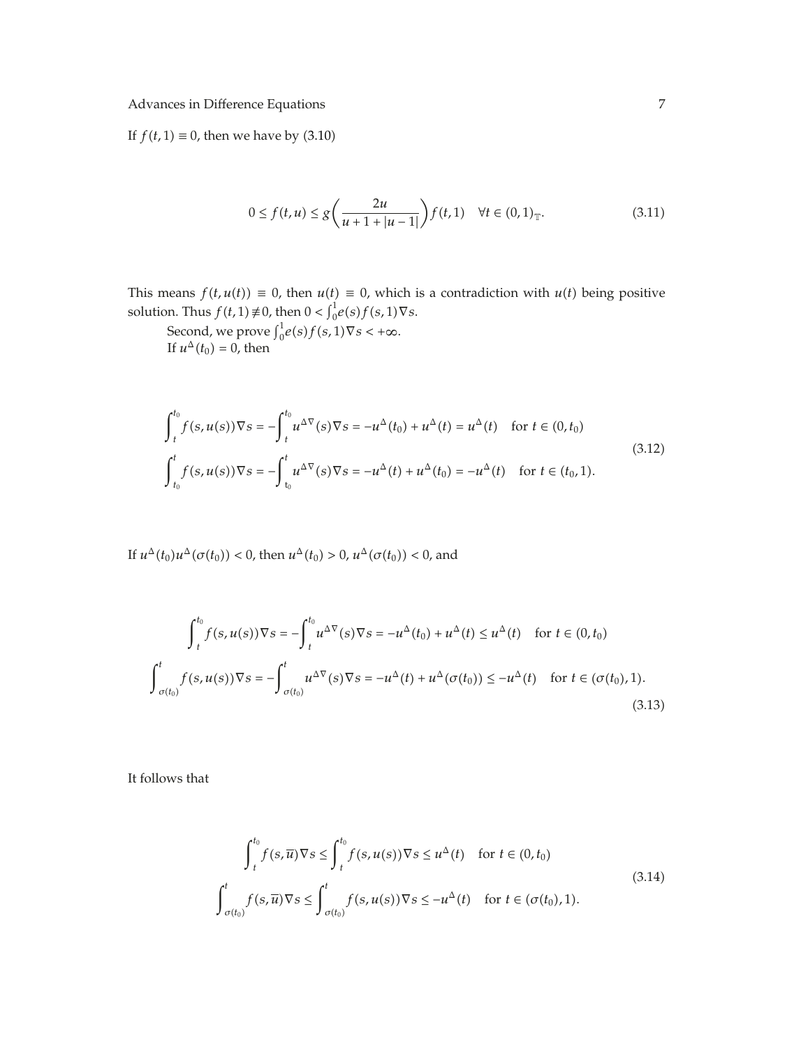If $f(t,1) \equiv 0$, then we have by (3.10)

$$0 \le f(t,u) \le g\left(\frac{2u}{u+1+|u-1|}\right) f(t,1) \quad \forall t \in (0,1)_{\mathbb{T}}. \tag{3.11}$$

This means $f(t,u(t)) \equiv 0$, then $u(t) \equiv 0$, which is a contradiction with $u(t)$ being positive solution. Thus $f(t,1) \not\equiv 0$, then $0 < \int_0^1 e(s) f(s,1) \nabla s$.

Second, we prove $\int_0^1 e(s) f(s,1) \nabla s < +\infty$.

If $u^{\Delta}(t_0) = 0$, then

$$\begin{aligned}
\int_t^{t_0} f(s,u(s)) \nabla s &= -\int_t^{t_0} u^{\Delta\nabla}(s) \nabla s = -u^{\Delta}(t_0) + u^{\Delta}(t) = u^{\Delta}(t) \quad \text{for } t \in (0,t_0) \\
\int_{t_0}^{t} f(s,u(s)) \nabla s &= -\int_{t_0}^{t} u^{\Delta\nabla}(s) \nabla s = -u^{\Delta}(t) + u^{\Delta}(t_0) = -u^{\Delta}(t) \quad \text{for } t \in (t_0,1).
\end{aligned} \tag{3.12}$$

If $u^{\Delta}(t_0) u^{\Delta}(\sigma(t_0)) < 0$, then $u^{\Delta}(t_0) > 0$, $u^{\Delta}(\sigma(t_0)) < 0$, and

$$\begin{aligned}
\int_t^{t_0} f(s,u(s)) \nabla s &= -\int_t^{t_0} u^{\Delta\nabla}(s) \nabla s = -u^{\Delta}(t_0) + u^{\Delta}(t) \le u^{\Delta}(t) \quad \text{for } t \in (0,t_0) \\
\int_{\sigma(t_0)}^{t} f(s,u(s)) \nabla s &= -\int_{\sigma(t_0)}^{t} u^{\Delta\nabla}(s) \nabla s = -u^{\Delta}(t) + u^{\Delta}(\sigma(t_0)) \le -u^{\Delta}(t) \quad \text{for } t \in (\sigma(t_0),1).
\end{aligned} \tag{3.13}$$

It follows that

$$\begin{aligned}
\int_t^{t_0} f(s,\overline{u}) \nabla s &\le \int_t^{t_0} f(s,u(s)) \nabla s \le u^{\Delta}(t) \quad \text{for } t \in (0,t_0) \\
\int_{\sigma(t_0)}^{t} f(s,\overline{u}) \nabla s &\le \int_{\sigma(t_0)}^{t} f(s,u(s)) \nabla s \le -u^{\Delta}(t) \quad \text{for } t \in (\sigma(t_0),1).
\end{aligned} \tag{3.14}$$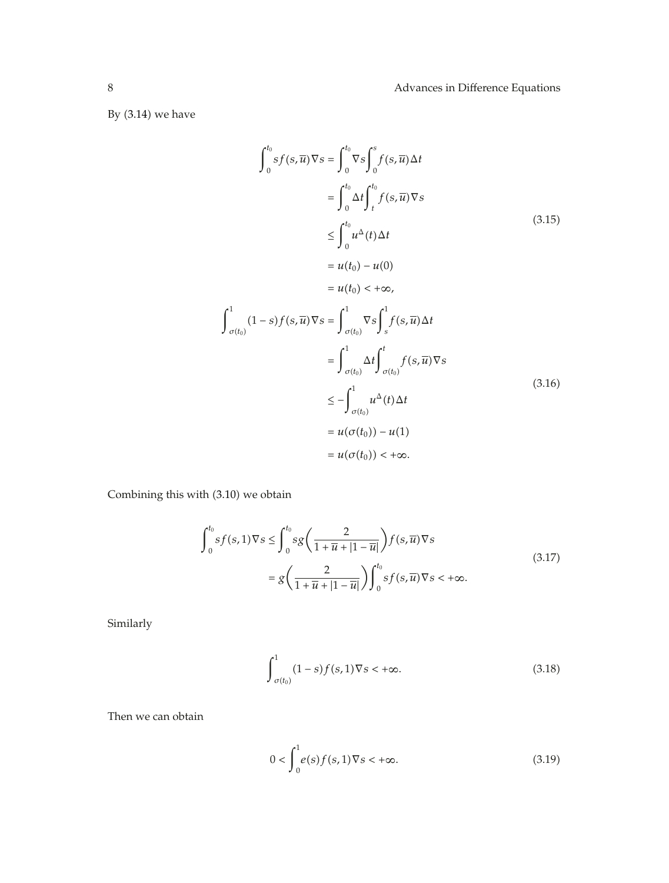By (3.14) we have

$$
\begin{aligned}
\int_0^{t_0} s f(s,\overline{u})\nabla s &= \int_0^{t_0} \nabla s \int_0^{s} f(s,\overline{u})\Delta t \\
&= \int_0^{t_0} \Delta t \int_t^{t_0} f(s,\overline{u})\nabla s \\
&\leq \int_0^{t_0} u^{\Delta}(t)\Delta t \\
&= u(t_0) - u(0) \\
&= u(t_0) < +\infty,
\end{aligned}
\tag{3.15}
$$

$$
\begin{aligned}
\int_{\sigma(t_0)}^{1} (1-s) f(s,\overline{u})\nabla s &= \int_{\sigma(t_0)}^{1} \nabla s \int_s^{1} f(s,\overline{u})\Delta t \\
&= \int_{\sigma(t_0)}^{1} \Delta t \int_{\sigma(t_0)}^{t} f(s,\overline{u})\nabla s \\
&\leq -\int_{\sigma(t_0)}^{1} u^{\Delta}(t)\Delta t \\
&= u(\sigma(t_0)) - u(1) \\
&= u(\sigma(t_0)) < +\infty.
\end{aligned}
\tag{3.16}
$$

Combining this with (3.10) we obtain

$$
\begin{aligned}
\int_0^{t_0} s f(s,1)\nabla s &\leq \int_0^{t_0} s g\left(\frac{2}{1+\overline{u}+|1-\overline{u}|}\right) f(s,\overline{u})\nabla s \\
&= g\left(\frac{2}{1+\overline{u}+|1-\overline{u}|}\right)\int_0^{t_0} s f(s,\overline{u})\nabla s < +\infty.
\end{aligned}
\tag{3.17}
$$

Similarly

$$
\int_{\sigma(t_0)}^{1} (1-s) f(s,1)\nabla s < +\infty. \tag{3.18}
$$

Then we can obtain

$$
0 < \int_0^1 e(s) f(s,1)\nabla s < +\infty. \tag{3.19}
$$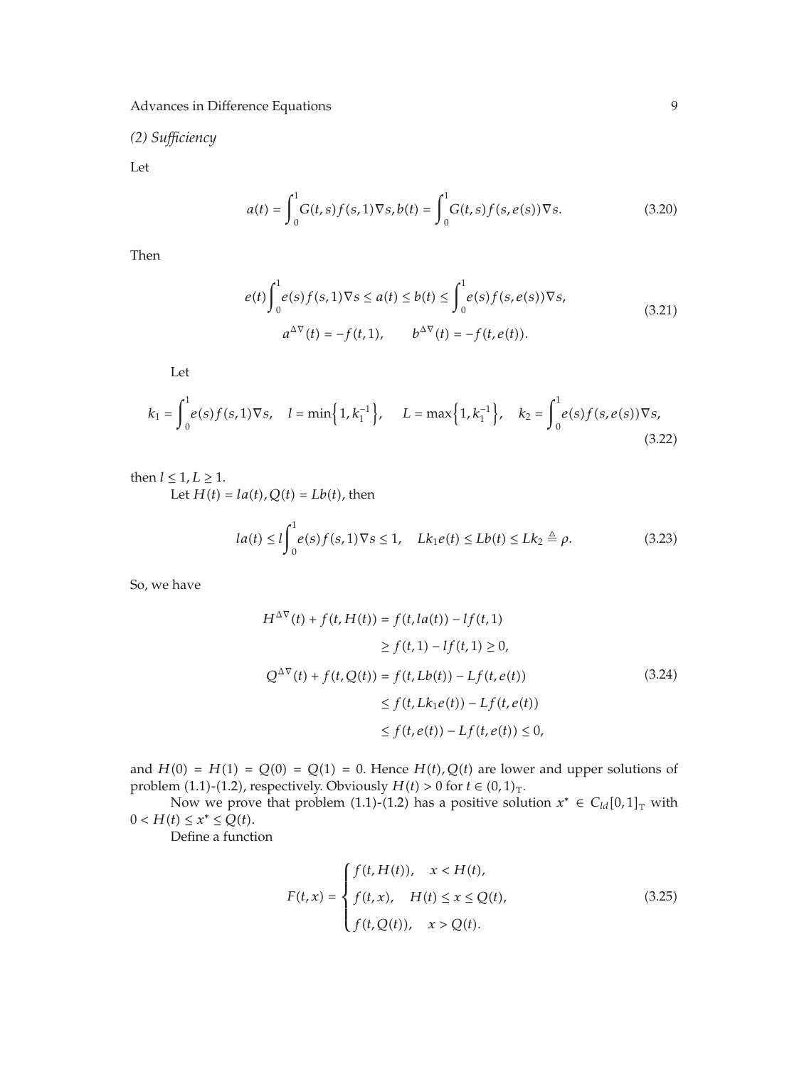*(2) Sufficiency*

Let

$$a(t) = \int_0^1 G(t,s)f(s,1)\nabla s, b(t) = \int_0^1 G(t,s)f(s,e(s))\nabla s. \tag{3.20}$$

Then

$$\begin{gathered}
e(t)\int_0^1 e(s)f(s,1)\nabla s \le a(t) \le b(t) \le \int_0^1 e(s)f(s,e(s))\nabla s, \\
a^{\Delta\nabla}(t) = -f(t,1), \qquad b^{\Delta\nabla}(t) = -f(t,e(t)).
\end{gathered} \tag{3.21}$$

Let

$$k_1 = \int_0^1 e(s)f(s,1)\nabla s, \quad l = \min\left\{1, k_1^{-1}\right\}, \quad L = \max\left\{1, k_1^{-1}\right\}, \quad k_2 = \int_0^1 e(s)f(s,e(s))\nabla s, \tag{3.22}$$

then $l \le 1, L \ge 1$.

Let $H(t) = la(t), Q(t) = Lb(t)$, then

$$la(t) \le l\int_0^1 e(s)f(s,1)\nabla s \le 1, \quad Lk_1 e(t) \le Lb(t) \le Lk_2 \triangleq \rho. \tag{3.23}$$

So, we have

$$\begin{aligned}
H^{\Delta\nabla}(t) + f(t,H(t)) &= f(t,la(t)) - lf(t,1) \\
&\ge f(t,1) - lf(t,1) \ge 0, \\
Q^{\Delta\nabla}(t) + f(t,Q(t)) &= f(t,Lb(t)) - Lf(t,e(t)) \\
&\le f(t,Lk_1 e(t)) - Lf(t,e(t)) \\
&\le f(t,e(t)) - Lf(t,e(t)) \le 0,
\end{aligned} \tag{3.24}$$

and $H(0) = H(1) = Q(0) = Q(1) = 0$. Hence $H(t), Q(t)$ are lower and upper solutions of problem (1.1)-(1.2), respectively. Obviously $H(t) > 0$ for $t \in (0,1)_{\mathbb{T}}$.

Now we prove that problem (1.1)-(1.2) has a positive solution $x^* \in C_{ld}[0,1]_{\mathbb{T}}$ with $0 < H(t) \le x^* \le Q(t)$.

Define a function

$$F(t,x) = \begin{cases} f(t,H(t)), & x < H(t), \\ f(t,x), & H(t) \le x \le Q(t), \\ f(t,Q(t)), & x > Q(t). \end{cases} \tag{3.25}$$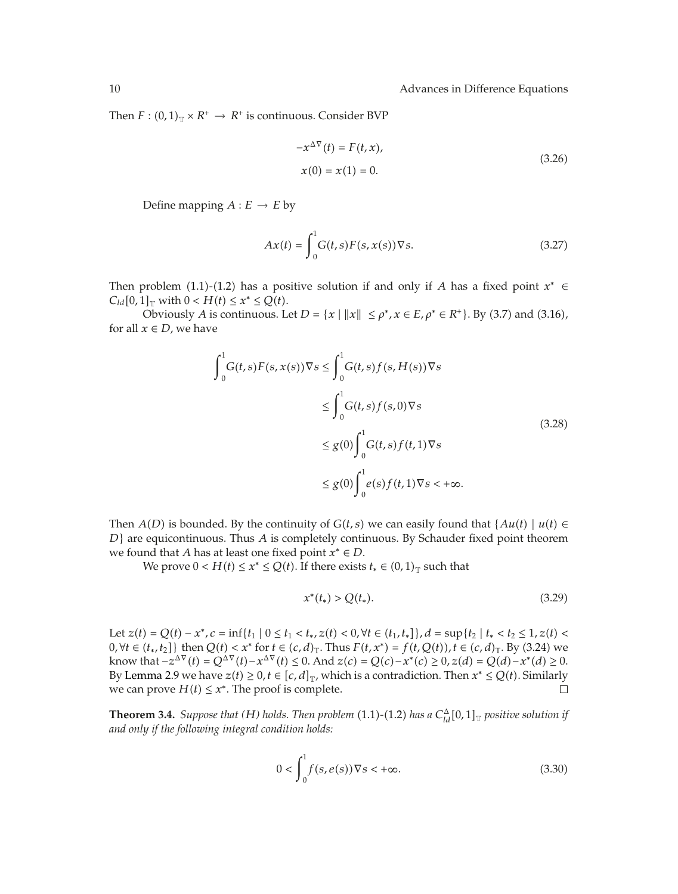Then $F : (0,1)_{\mathbb{T}} \times R^+ \to R^+$ is continuous. Consider BVP

$$
\begin{gathered}
-x^{\Delta\nabla}(t) = F(t, x), \\
x(0) = x(1) = 0.
\end{gathered}
\tag{3.26}
$$

Define mapping $A : E \to E$ by

$$
Ax(t) = \int_0^1 G(t,s) F(s, x(s)) \nabla s. \tag{3.27}
$$

Then problem (1.1)-(1.2) has a positive solution if and only if $A$ has a fixed point $x^* \in C_{ld}[0,1]_{\mathbb{T}}$ with $0 < H(t) \le x^* \le Q(t)$.

Obviously $A$ is continuous. Let $D = \{x \mid \|x\| \le \rho^*, x \in E, \rho^* \in R^+\}$. By (3.7) and (3.16), for all $x \in D$, we have

$$
\begin{aligned}
\int_0^1 G(t,s) F(s, x(s)) \nabla s &\le \int_0^1 G(t,s) f(s, H(s)) \nabla s \\
&\le \int_0^1 G(t,s) f(s, 0) \nabla s \\
&\le g(0) \int_0^1 G(t,s) f(t, 1) \nabla s \\
&\le g(0) \int_0^1 e(s) f(t, 1) \nabla s < +\infty.
\end{aligned}
\tag{3.28}
$$

Then $A(D)$ is bounded. By the continuity of $G(t,s)$ we can easily found that $\{Au(t) \mid u(t) \in D\}$ are equicontinuous. Thus $A$ is completely continuous. By Schauder fixed point theorem we found that $A$ has at least one fixed point $x^* \in D$.

We prove $0 < H(t) \le x^* \le Q(t)$. If there exists $t_* \in (0,1)_{\mathbb{T}}$ such that

$$
x^*(t_*) > Q(t_*). \tag{3.29}
$$

Let $z(t) = Q(t) - x^*$, $c = \inf\{t_1 \mid 0 \le t_1 < t_*, z(t) < 0, \forall t \in (t_1, t_*]\}$, $d = \sup\{t_2 \mid t_* < t_2 \le 1, z(t) < 0, \forall t \in (t_*, t_2]\}$ then $Q(t) < x^*$ for $t \in (c,d)_{\mathrm{T}}$. Thus $F(t, x^*) = f(t, Q(t))$, $t \in (c,d)_{\mathrm{T}}$. By (3.24) we know that $-z^{\Delta\nabla}(t) = Q^{\Delta\nabla}(t) - x^{\Delta\nabla}(t) \le 0$. And $z(c) = Q(c) - x^*(c) \ge 0$, $z(d) = Q(d) - x^*(d) \ge 0$. By Lemma 2.9 we have $z(t) \ge 0$, $t \in [c,d]_{\mathbb{T}}$, which is a contradiction. Then $x^* \le Q(t)$. Similarly we can prove $H(t) \le x^*$. The proof is complete. □

**Theorem 3.4.** *Suppose that (H) holds. Then problem* (1.1)-(1.2) *has a $C_{ld}^{\Delta}[0,1]_{\mathbb{T}}$ positive solution if and only if the following integral condition holds:*

$$
0 < \int_0^1 f(s, e(s)) \nabla s < +\infty. \tag{3.30}
$$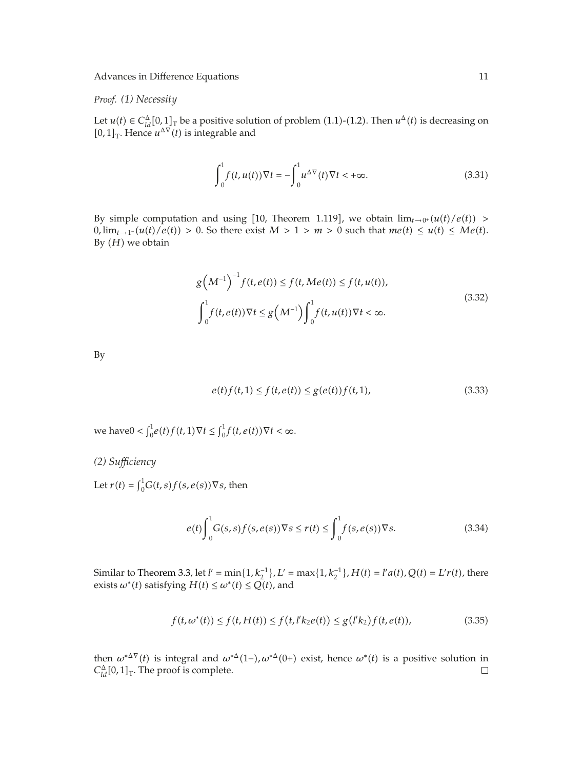*Proof. (1) Necessity*

Let $u(t) \in C_{ld}^{\Delta}[0,1]_{\mathbb{T}}$ be a positive solution of problem (1.1)-(1.2). Then $u^{\Delta}(t)$ is decreasing on $[0,1]_{\mathbb{T}}$. Hence $u^{\Delta\nabla}(t)$ is integrable and

$$\int_0^1 f(t,u(t))\nabla t = -\int_0^1 u^{\Delta\nabla}(t)\nabla t < +\infty. \tag{3.31}$$

By simple computation and using [10, Theorem 1.119], we obtain $\lim_{t\to 0^+}(u(t)/e(t)) > 0, \lim_{t\to 1^-}(u(t)/e(t)) > 0$. So there exist $M > 1 > m > 0$ such that $me(t) \leq u(t) \leq Me(t)$. By $(H)$ we obtain

$$\begin{gathered} g\left(M^{-1}\right)^{-1} f(t,e(t)) \leq f(t,Me(t)) \leq f(t,u(t)), \\ \int_0^1 f(t,e(t))\nabla t \leq g\left(M^{-1}\right)\int_0^1 f(t,u(t))\nabla t < \infty. \end{gathered} \tag{3.32}$$

By

$$e(t)f(t,1) \leq f(t,e(t)) \leq g(e(t))f(t,1), \tag{3.33}$$

we have $0 < \int_0^1 e(t)f(t,1)\nabla t \leq \int_0^1 f(t,e(t))\nabla t < \infty$.

*(2) Sufficiency*

Let $r(t) = \int_0^1 G(t,s)f(s,e(s))\nabla s$, then

$$e(t)\int_0^1 G(s,s)f(s,e(s))\nabla s \leq r(t) \leq \int_0^1 f(s,e(s))\nabla s. \tag{3.34}$$

Similar to Theorem 3.3, let $l' = \min\{1,k_2^{-1}\}, L' = \max\{1,k_2^{-1}\}, H(t) = l'a(t), Q(t) = L'r(t)$, there exists $\omega^*(t)$ satisfying $H(t) \leq \omega^*(t) \leq Q(t)$, and

$$f(t,\omega^*(t)) \leq f(t,H(t)) \leq f\left(t,l'k_2e(t)\right) \leq g\left(l'k_2\right)f(t,e(t)), \tag{3.35}$$

then $\omega^{*\Delta\nabla}(t)$ is integral and $\omega^{*\Delta}(1-), \omega^{*\Delta}(0+)$ exist, hence $\omega^*(t)$ is a positive solution in $C_{ld}^{\Delta}[0,1]_{\mathbb{T}}$. The proof is complete. $\square$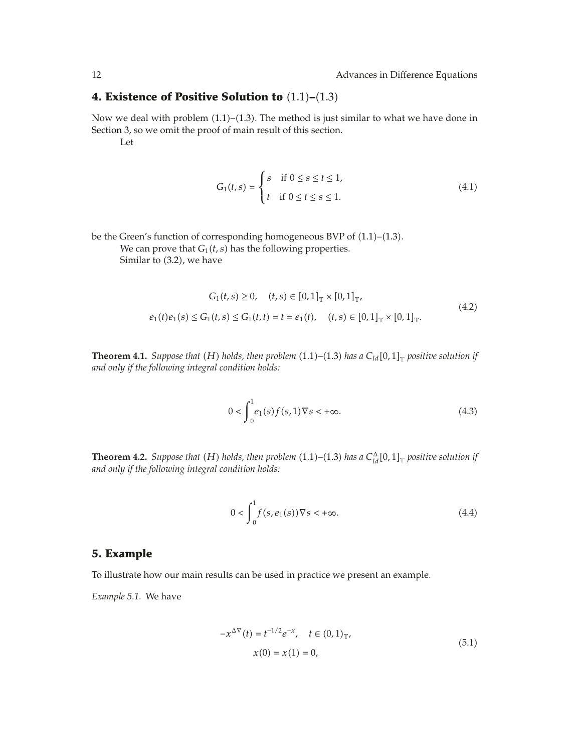## 4. Existence of Positive Solution to (1.1)–(1.3)

Now we deal with problem (1.1)–(1.3). The method is just similar to what we have done in Section 3, so we omit the proof of main result of this section.

Let

$$G_1(t,s) = \begin{cases} s & \text{if } 0 \le s \le t \le 1, \\ t & \text{if } 0 \le t \le s \le 1. \end{cases} \tag{4.1}$$

be the Green's function of corresponding homogeneous BVP of (1.1)–(1.3).

We can prove that $G_1(t,s)$ has the following properties.

Similar to (3.2), we have

$$\begin{gathered} G_1(t,s) \ge 0, \quad (t,s) \in [0,1]_{\mathbb{T}} \times [0,1]_{\mathbb{T}}, \\ e_1(t)e_1(s) \le G_1(t,s) \le G_1(t,t) = t = e_1(t), \quad (t,s) \in [0,1]_{\mathbb{T}} \times [0,1]_{\mathbb{T}}. \end{gathered} \tag{4.2}$$

**Theorem 4.1.** *Suppose that* $(H)$ *holds, then problem* (1.1)–(1.3) *has a* $C_{ld}[0,1]_{\mathbb{T}}$ *positive solution if and only if the following integral condition holds:*

$$0 < \int_0^1 e_1(s) f(s,1) \nabla s < +\infty. \tag{4.3}$$

**Theorem 4.2.** *Suppose that* $(H)$ *holds, then problem* (1.1)–(1.3) *has a* $C_{ld}^{\Delta}[0,1]_{\mathbb{T}}$ *positive solution if and only if the following integral condition holds:*

$$0 < \int_0^1 f(s, e_1(s)) \nabla s < +\infty. \tag{4.4}$$

## 5. Example

To illustrate how our main results can be used in practice we present an example.

*Example 5.1.* We have

$$\begin{gathered} -x^{\Delta\nabla}(t) = t^{-1/2} e^{-x}, \quad t \in (0,1)_{\mathbb{T}}, \\ x(0) = x(1) = 0, \end{gathered} \tag{5.1}$$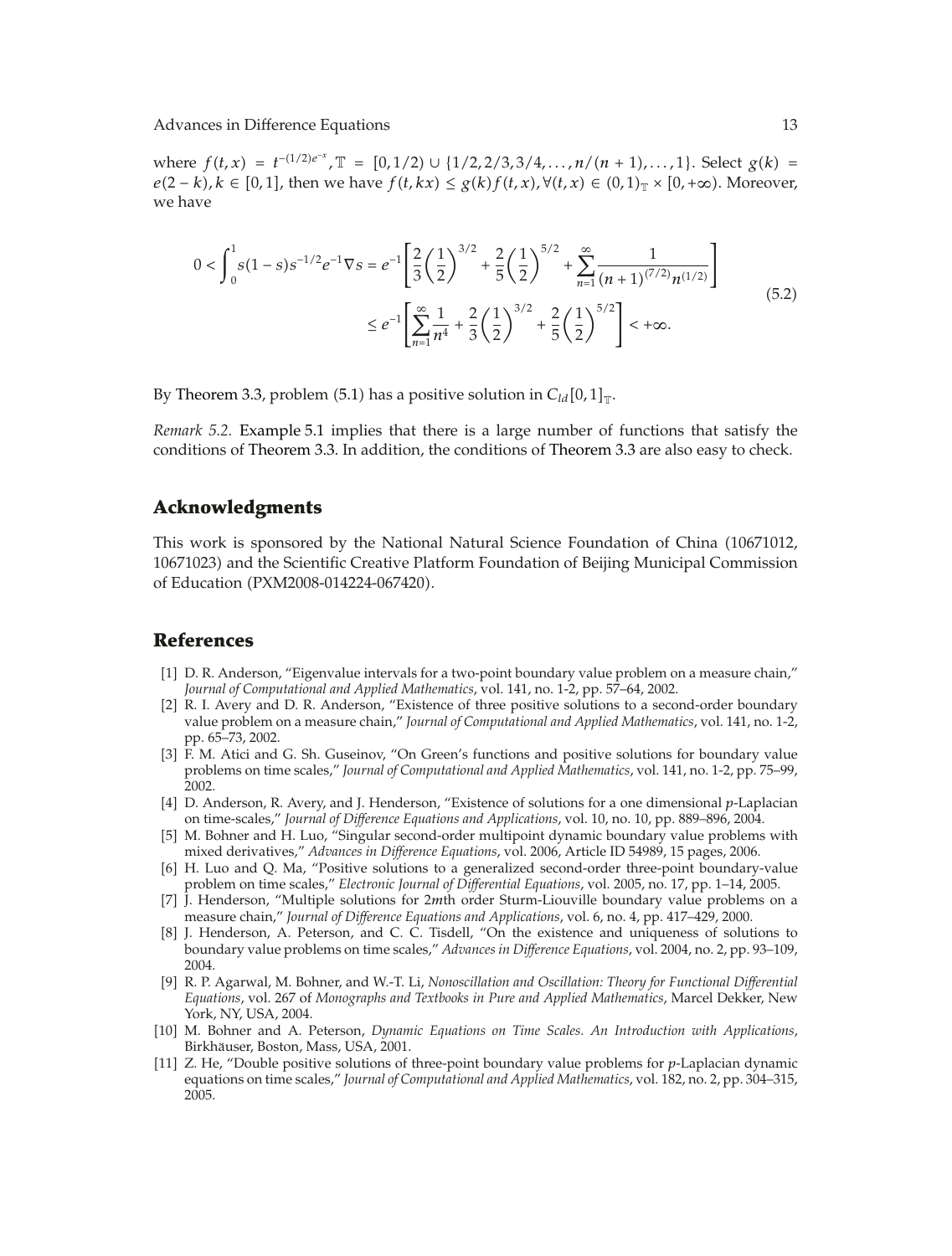where $f(t, x) = t^{-(1/2)e^{-x}}$, $\mathbb{T} = [0, 1/2) \cup \{1/2, 2/3, 3/4, \ldots, n/(n+1), \ldots, 1\}$. Select $g(k) = e(2-k), k \in [0, 1]$, then we have $f(t, kx) \leq g(k) f(t, x), \forall (t, x) \in (0, 1)_{\mathbb{T}} \times [0, +\infty)$. Moreover, we have

$$
\begin{aligned}
0 < \int_0^1 s(1-s)s^{-1/2}e^{-1}\nabla s &= e^{-1}\left[\frac{2}{3}\left(\frac{1}{2}\right)^{3/2} + \frac{2}{5}\left(\frac{1}{2}\right)^{5/2} + \sum_{n=1}^{\infty} \frac{1}{(n+1)^{(7/2)} n^{(1/2)}}\right] \\
&\leq e^{-1}\left[\sum_{n=1}^{\infty} \frac{1}{n^4} + \frac{2}{3}\left(\frac{1}{2}\right)^{3/2} + \frac{2}{5}\left(\frac{1}{2}\right)^{5/2}\right] < +\infty.
\end{aligned}
\tag{5.2}
$$

By Theorem 3.3, problem (5.1) has a positive solution in $C_{ld}[0, 1]_{\mathbb{T}}$.

*Remark 5.2.* Example 5.1 implies that there is a large number of functions that satisfy the conditions of Theorem 3.3. In addition, the conditions of Theorem 3.3 are also easy to check.

## Acknowledgments

This work is sponsored by the National Natural Science Foundation of China (10671012, 10671023) and the Scientific Creative Platform Foundation of Beijing Municipal Commission of Education (PXM2008-014224-067420).

## References

[1] D. R. Anderson, "Eigenvalue intervals for a two-point boundary value problem on a measure chain," *Journal of Computational and Applied Mathematics*, vol. 141, no. 1-2, pp. 57–64, 2002.

[2] R. I. Avery and D. R. Anderson, "Existence of three positive solutions to a second-order boundary value problem on a measure chain," *Journal of Computational and Applied Mathematics*, vol. 141, no. 1-2, pp. 65–73, 2002.

[3] F. M. Atici and G. Sh. Guseinov, "On Green's functions and positive solutions for boundary value problems on time scales," *Journal of Computational and Applied Mathematics*, vol. 141, no. 1-2, pp. 75–99, 2002.

[4] D. Anderson, R. Avery, and J. Henderson, "Existence of solutions for a one dimensional *p*-Laplacian on time-scales," *Journal of Difference Equations and Applications*, vol. 10, no. 10, pp. 889–896, 2004.

[5] M. Bohner and H. Luo, "Singular second-order multipoint dynamic boundary value problems with mixed derivatives," *Advances in Difference Equations*, vol. 2006, Article ID 54989, 15 pages, 2006.

[6] H. Luo and Q. Ma, "Positive solutions to a generalized second-order three-point boundary-value problem on time scales," *Electronic Journal of Differential Equations*, vol. 2005, no. 17, pp. 1–14, 2005.

[7] J. Henderson, "Multiple solutions for 2*m*th order Sturm-Liouville boundary value problems on a measure chain," *Journal of Difference Equations and Applications*, vol. 6, no. 4, pp. 417–429, 2000.

[8] J. Henderson, A. Peterson, and C. C. Tisdell, "On the existence and uniqueness of solutions to boundary value problems on time scales," *Advances in Difference Equations*, vol. 2004, no. 2, pp. 93–109, 2004.

[9] R. P. Agarwal, M. Bohner, and W.-T. Li, *Nonoscillation and Oscillation: Theory for Functional Differential Equations*, vol. 267 of *Monographs and Textbooks in Pure and Applied Mathematics*, Marcel Dekker, New York, NY, USA, 2004.

[10] M. Bohner and A. Peterson, *Dynamic Equations on Time Scales. An Introduction with Applications*, Birkhäuser, Boston, Mass, USA, 2001.

[11] Z. He, "Double positive solutions of three-point boundary value problems for *p*-Laplacian dynamic equations on time scales," *Journal of Computational and Applied Mathematics*, vol. 182, no. 2, pp. 304–315, 2005.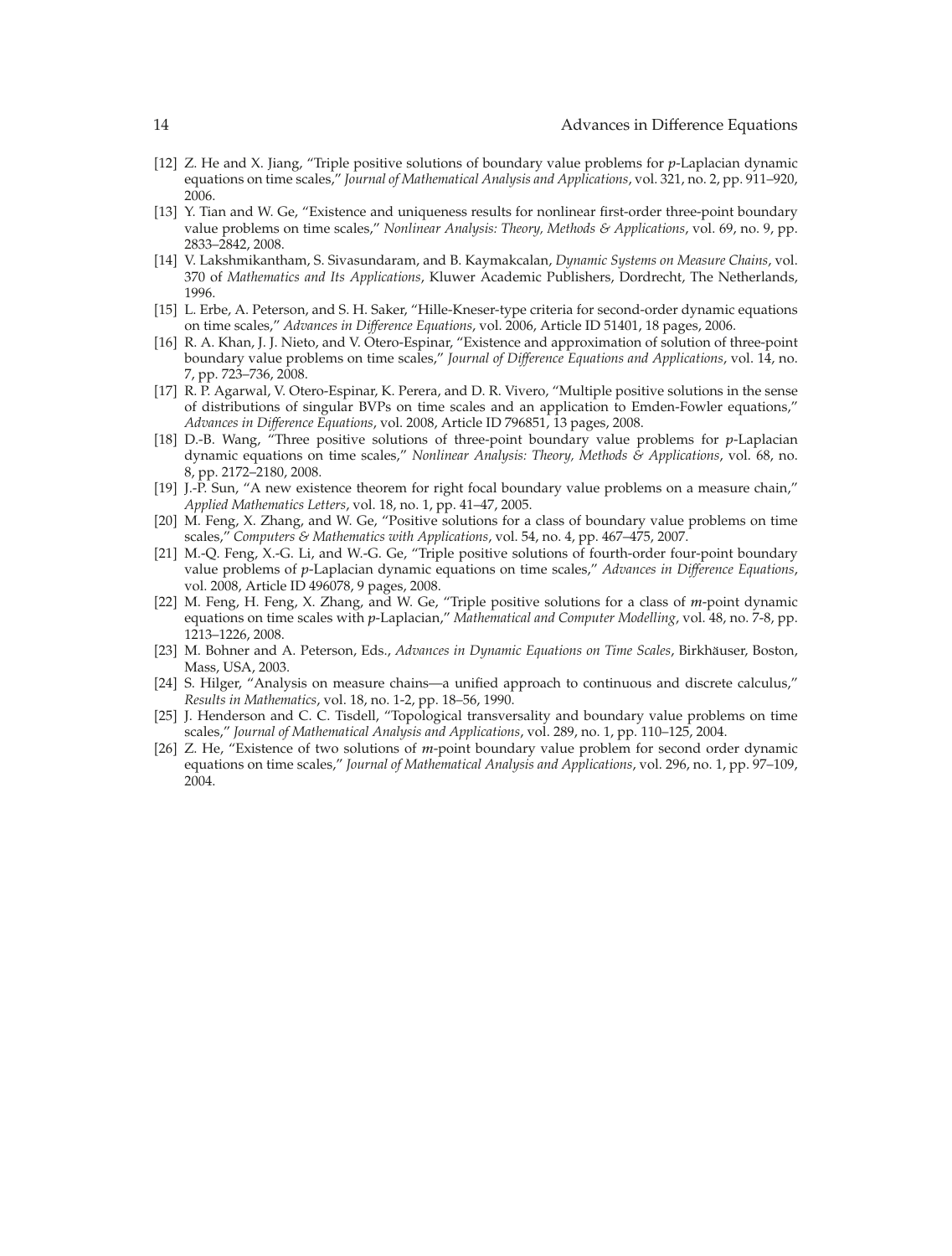[12] Z. He and X. Jiang, "Triple positive solutions of boundary value problems for $p$-Laplacian dynamic equations on time scales," *Journal of Mathematical Analysis and Applications*, vol. 321, no. 2, pp. 911–920, 2006.

[13] Y. Tian and W. Ge, "Existence and uniqueness results for nonlinear first-order three-point boundary value problems on time scales," *Nonlinear Analysis: Theory, Methods & Applications*, vol. 69, no. 9, pp. 2833–2842, 2008.

[14] V. Lakshmikantham, S. Sivasundaram, and B. Kaymakcalan, *Dynamic Systems on Measure Chains*, vol. 370 of *Mathematics and Its Applications*, Kluwer Academic Publishers, Dordrecht, The Netherlands, 1996.

[15] L. Erbe, A. Peterson, and S. H. Saker, "Hille-Kneser-type criteria for second-order dynamic equations on time scales," *Advances in Difference Equations*, vol. 2006, Article ID 51401, 18 pages, 2006.

[16] R. A. Khan, J. J. Nieto, and V. Otero-Espinar, "Existence and approximation of solution of three-point boundary value problems on time scales," *Journal of Difference Equations and Applications*, vol. 14, no. 7, pp. 723–736, 2008.

[17] R. P. Agarwal, V. Otero-Espinar, K. Perera, and D. R. Vivero, "Multiple positive solutions in the sense of distributions of singular BVPs on time scales and an application to Emden-Fowler equations," *Advances in Difference Equations*, vol. 2008, Article ID 796851, 13 pages, 2008.

[18] D.-B. Wang, "Three positive solutions of three-point boundary value problems for $p$-Laplacian dynamic equations on time scales," *Nonlinear Analysis: Theory, Methods & Applications*, vol. 68, no. 8, pp. 2172–2180, 2008.

[19] J.-P. Sun, "A new existence theorem for right focal boundary value problems on a measure chain," *Applied Mathematics Letters*, vol. 18, no. 1, pp. 41–47, 2005.

[20] M. Feng, X. Zhang, and W. Ge, "Positive solutions for a class of boundary value problems on time scales," *Computers & Mathematics with Applications*, vol. 54, no. 4, pp. 467–475, 2007.

[21] M.-Q. Feng, X.-G. Li, and W.-G. Ge, "Triple positive solutions of fourth-order four-point boundary value problems of $p$-Laplacian dynamic equations on time scales," *Advances in Difference Equations*, vol. 2008, Article ID 496078, 9 pages, 2008.

[22] M. Feng, H. Feng, X. Zhang, and W. Ge, "Triple positive solutions for a class of $m$-point dynamic equations on time scales with $p$-Laplacian," *Mathematical and Computer Modelling*, vol. 48, no. 7-8, pp. 1213–1226, 2008.

[23] M. Bohner and A. Peterson, Eds., *Advances in Dynamic Equations on Time Scales*, Birkhäuser, Boston, Mass, USA, 2003.

[24] S. Hilger, "Analysis on measure chains—a unified approach to continuous and discrete calculus," *Results in Mathematics*, vol. 18, no. 1-2, pp. 18–56, 1990.

[25] J. Henderson and C. C. Tisdell, "Topological transversality and boundary value problems on time scales," *Journal of Mathematical Analysis and Applications*, vol. 289, no. 1, pp. 110–125, 2004.

[26] Z. He, "Existence of two solutions of $m$-point boundary value problem for second order dynamic equations on time scales," *Journal of Mathematical Analysis and Applications*, vol. 296, no. 1, pp. 97–109, 2004.